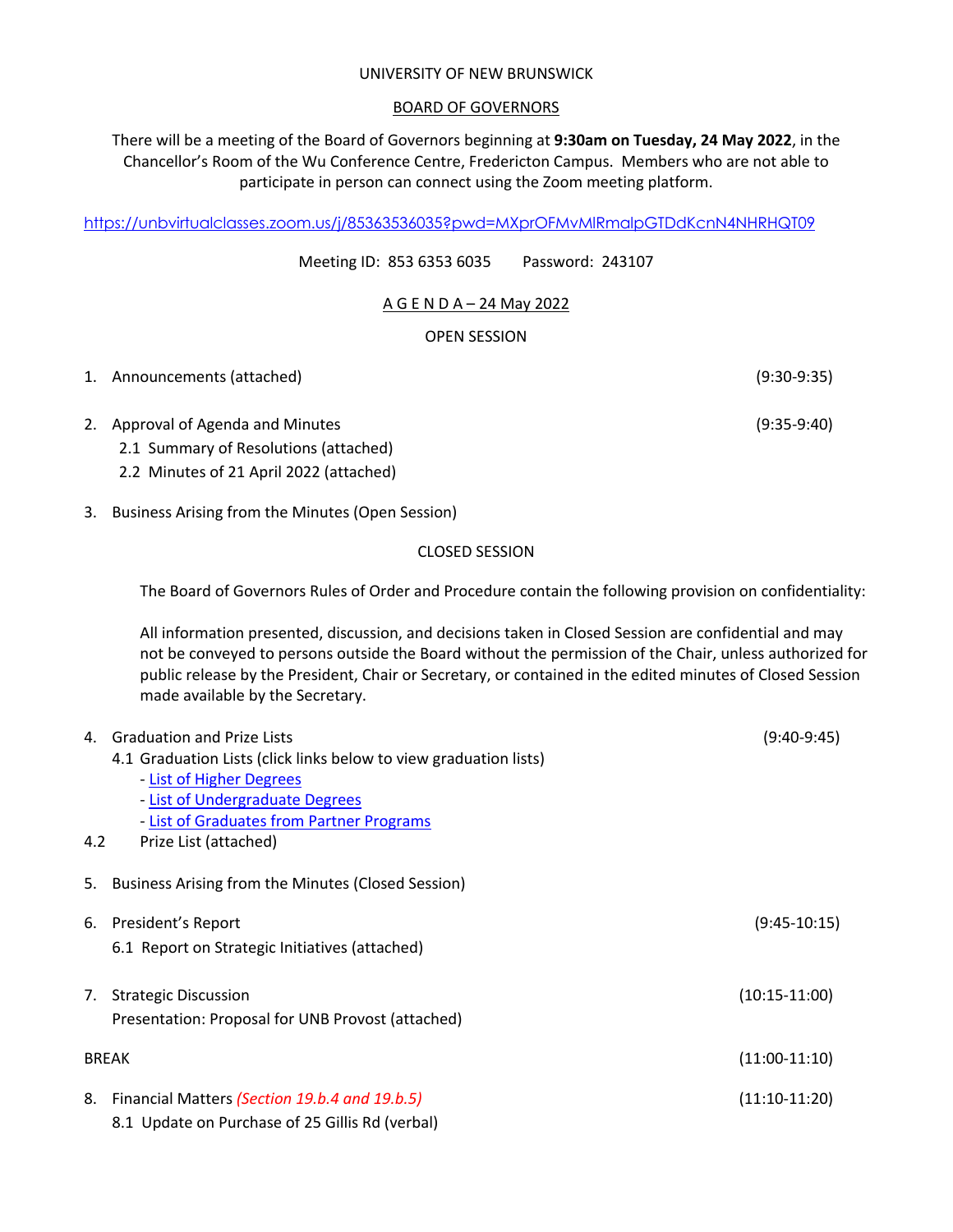UNIVERSITY OF NEW BRUNSWICK

BOARD OF GOVERNORS

There will be a meeting of the Board of Governors beginning at **9:30am on Tuesday, 24 May 2022**, in the Chancellor's Room of the Wu Conference Centre, Fredericton Campus. Members who are not able to participate in person can connect using the Zoom meeting platform.

https://unbvirtualclasses.zoom.us/j/85363536035?pwd=MXprOFMvMlRmalpGTDdKcnN4NHRHQT09

Meeting ID: 853 6353 6035 Password: 243107

A G E N D A – 24 May 2022

OPEN SESSION

1. Announcements (attached) (9:30-9:35)

2. Approval of Agenda and Minutes (9:35-9:40)
   - 2.1 Summary of Resolutions (attached)
   - 2.2 Minutes of 21 April 2022 (attached)

3. Business Arising from the Minutes (Open Session)

CLOSED SESSION

The Board of Governors Rules of Order and Procedure contain the following provision on confidentiality:

All information presented, discussion, and decisions taken in Closed Session are confidential and may not be conveyed to persons outside the Board without the permission of the Chair, unless authorized for public release by the President, Chair or Secretary, or contained in the edited minutes of Closed Session made available by the Secretary.

4. Graduation and Prize Lists (9:40-9:45)
   - 4.1 Graduation Lists (click links below to view graduation lists)
     - List of Higher Degrees
     - List of Undergraduate Degrees
     - List of Graduates from Partner Programs
   - 4.2 Prize List (attached)

5. Business Arising from the Minutes (Closed Session)

6. President's Report (9:45-10:15)
   - 6.1 Report on Strategic Initiatives (attached)

7. Strategic Discussion (10:15-11:00)
   Presentation: Proposal for UNB Provost (attached)

BREAK (11:00-11:10)

8. Financial Matters *(Section 19.b.4 and 19.b.5)* (11:10-11:20)
   - 8.1 Update on Purchase of 25 Gillis Rd (verbal)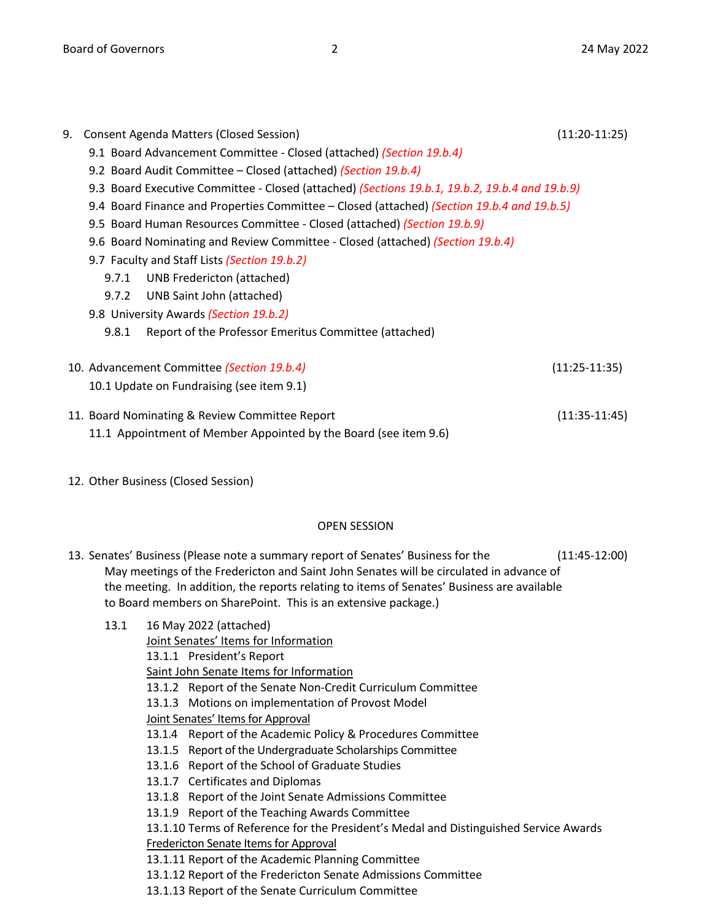9. Consent Agenda Matters (Closed Session) (11:20-11:25)
   - 9.1 Board Advancement Committee - Closed (attached) *(Section 19.b.4)*
   - 9.2 Board Audit Committee – Closed (attached) *(Section 19.b.4)*
   - 9.3 Board Executive Committee - Closed (attached) *(Sections 19.b.1, 19.b.2, 19.b.4 and 19.b.9)*
   - 9.4 Board Finance and Properties Committee – Closed (attached) *(Section 19.b.4 and 19.b.5)*
   - 9.5 Board Human Resources Committee - Closed (attached) *(Section 19.b.9)*
   - 9.6 Board Nominating and Review Committee - Closed (attached) *(Section 19.b.4)*
   - 9.7 Faculty and Staff Lists *(Section 19.b.2)*
     - 9.7.1 UNB Fredericton (attached)
     - 9.7.2 UNB Saint John (attached)
   - 9.8 University Awards *(Section 19.b.2)*
     - 9.8.1 Report of the Professor Emeritus Committee (attached)

10. Advancement Committee *(Section 19.b.4)* (11:25-11:35)
    - 10.1 Update on Fundraising (see item 9.1)

11. Board Nominating & Review Committee Report (11:35-11:45)
    - 11.1 Appointment of Member Appointed by the Board (see item 9.6)

12. Other Business (Closed Session)

OPEN SESSION

13. Senates' Business (Please note a summary report of Senates' Business for the May meetings of the Fredericton and Saint John Senates will be circulated in advance of the meeting. In addition, the reports relating to items of Senates' Business are available to Board members on SharePoint. This is an extensive package.) (11:45-12:00)
    - 13.1 16 May 2022 (attached)

      Joint Senates' Items for Information
      - 13.1.1 President's Report

      Saint John Senate Items for Information
      - 13.1.2 Report of the Senate Non-Credit Curriculum Committee
      - 13.1.3 Motions on implementation of Provost Model

      Joint Senates' Items for Approval
      - 13.1.4 Report of the Academic Policy & Procedures Committee
      - 13.1.5 Report of the Undergraduate Scholarships Committee
      - 13.1.6 Report of the School of Graduate Studies
      - 13.1.7 Certificates and Diplomas
      - 13.1.8 Report of the Joint Senate Admissions Committee
      - 13.1.9 Report of the Teaching Awards Committee
      - 13.1.10 Terms of Reference for the President's Medal and Distinguished Service Awards

      Fredericton Senate Items for Approval
      - 13.1.11 Report of the Academic Planning Committee
      - 13.1.12 Report of the Fredericton Senate Admissions Committee
      - 13.1.13 Report of the Senate Curriculum Committee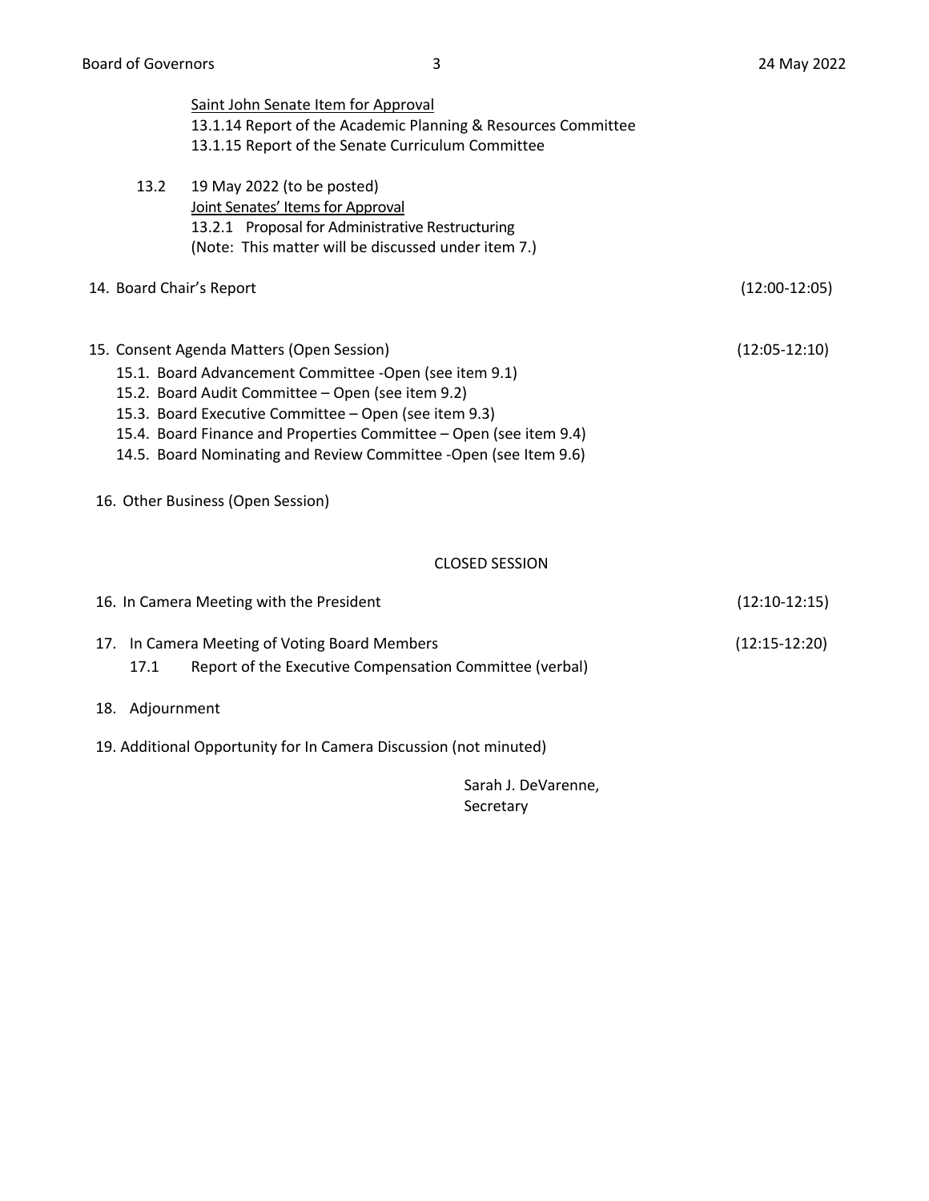Saint John Senate Item for Approval
13.1.14 Report of the Academic Planning & Resources Committee
13.1.15 Report of the Senate Curriculum Committee

13.2 19 May 2022 (to be posted)
Joint Senates' Items for Approval
13.2.1 Proposal for Administrative Restructuring
(Note: This matter will be discussed under item 7.)

14. Board Chair's Report (12:00-12:05)

15. Consent Agenda Matters (Open Session) (12:05-12:10)
    15.1. Board Advancement Committee -Open (see item 9.1)
    15.2. Board Audit Committee – Open (see item 9.2)
    15.3. Board Executive Committee – Open (see item 9.3)
    15.4. Board Finance and Properties Committee – Open (see item 9.4)
    14.5. Board Nominating and Review Committee -Open (see Item 9.6)

16. Other Business (Open Session)

## CLOSED SESSION

16. In Camera Meeting with the President (12:10-12:15)

17. In Camera Meeting of Voting Board Members (12:15-12:20)
    17.1 Report of the Executive Compensation Committee (verbal)

18. Adjournment

19. Additional Opportunity for In Camera Discussion (not minuted)

Sarah J. DeVarenne,
Secretary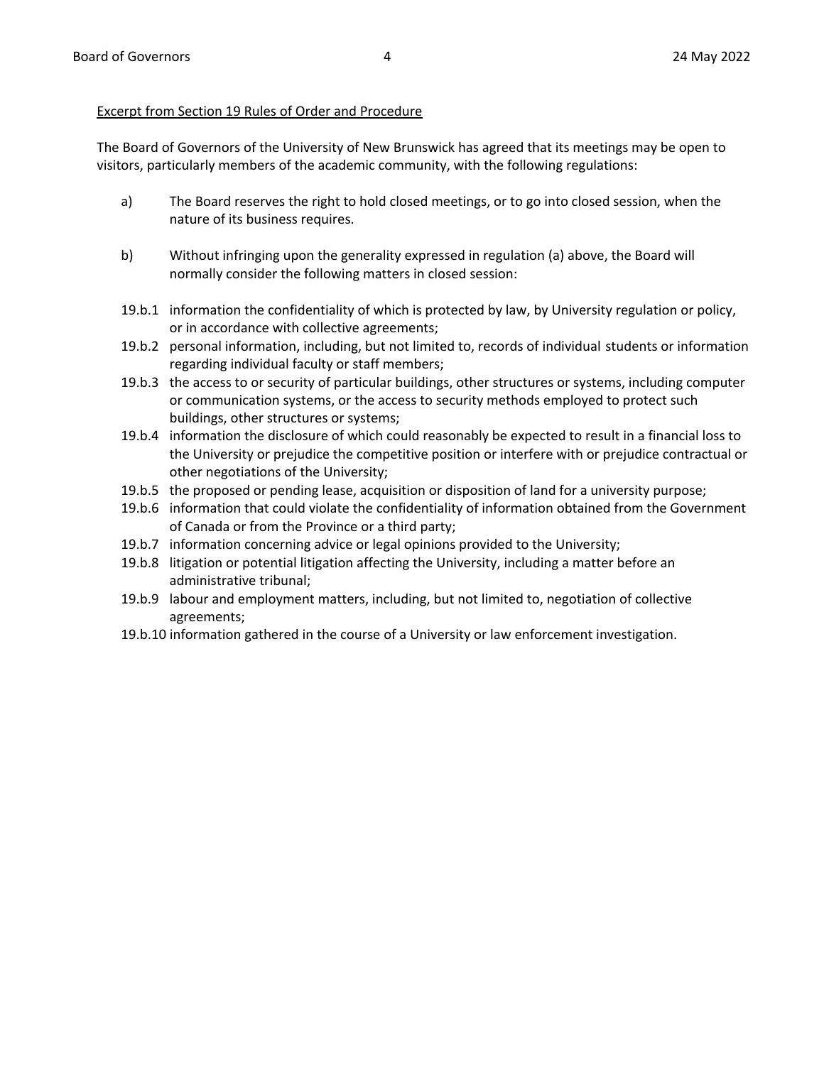Excerpt from Section 19 Rules of Order and Procedure

The Board of Governors of the University of New Brunswick has agreed that its meetings may be open to visitors, particularly members of the academic community, with the following regulations:

a) The Board reserves the right to hold closed meetings, or to go into closed session, when the nature of its business requires.

b) Without infringing upon the generality expressed in regulation (a) above, the Board will normally consider the following matters in closed session:

19.b.1 information the confidentiality of which is protected by law, by University regulation or policy, or in accordance with collective agreements;
19.b.2 personal information, including, but not limited to, records of individual students or information regarding individual faculty or staff members;
19.b.3 the access to or security of particular buildings, other structures or systems, including computer or communication systems, or the access to security methods employed to protect such buildings, other structures or systems;
19.b.4 information the disclosure of which could reasonably be expected to result in a financial loss to the University or prejudice the competitive position or interfere with or prejudice contractual or other negotiations of the University;
19.b.5 the proposed or pending lease, acquisition or disposition of land for a university purpose;
19.b.6 information that could violate the confidentiality of information obtained from the Government of Canada or from the Province or a third party;
19.b.7 information concerning advice or legal opinions provided to the University;
19.b.8 litigation or potential litigation affecting the University, including a matter before an administrative tribunal;
19.b.9 labour and employment matters, including, but not limited to, negotiation of collective agreements;
19.b.10 information gathered in the course of a University or law enforcement investigation.